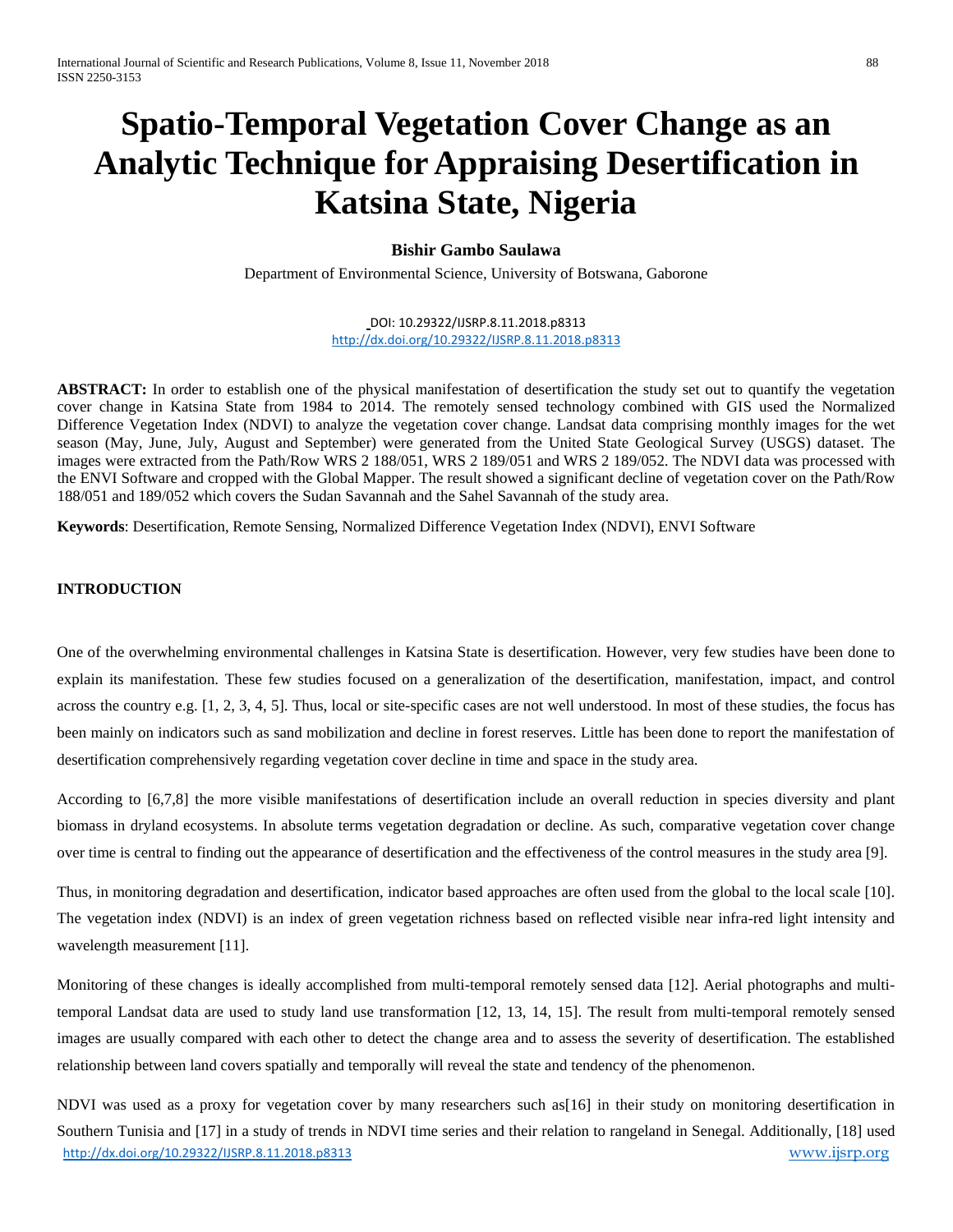# Spatio-Temporal Vegetation Cover Change as an Analytic Technique for Appraising Desertification in Katsina State, Nigeria

**Bishir Gambo Saulawa**

Department of Environmental Science, University of Botswana, Gaborone

DOI: 10.29322/IJSRP.8.11.2018.p8313
http://dx.doi.org/10.29322/IJSRP.8.11.2018.p8313

**ABSTRACT:** In order to establish one of the physical manifestation of desertification the study set out to quantify the vegetation cover change in Katsina State from 1984 to 2014. The remotely sensed technology combined with GIS used the Normalized Difference Vegetation Index (NDVI) to analyze the vegetation cover change. Landsat data comprising monthly images for the wet season (May, June, July, August and September) were generated from the United State Geological Survey (USGS) dataset. The images were extracted from the Path/Row WRS 2 188/051, WRS 2 189/051 and WRS 2 189/052. The NDVI data was processed with the ENVI Software and cropped with the Global Mapper. The result showed a significant decline of vegetation cover on the Path/Row 188/051 and 189/052 which covers the Sudan Savannah and the Sahel Savannah of the study area.

**Keywords**: Desertification, Remote Sensing, Normalized Difference Vegetation Index (NDVI), ENVI Software

## INTRODUCTION

One of the overwhelming environmental challenges in Katsina State is desertification. However, very few studies have been done to explain its manifestation. These few studies focused on a generalization of the desertification, manifestation, impact, and control across the country e.g. [1, 2, 3, 4, 5]. Thus, local or site-specific cases are not well understood. In most of these studies, the focus has been mainly on indicators such as sand mobilization and decline in forest reserves. Little has been done to report the manifestation of desertification comprehensively regarding vegetation cover decline in time and space in the study area.

According to [6,7,8] the more visible manifestations of desertification include an overall reduction in species diversity and plant biomass in dryland ecosystems. In absolute terms vegetation degradation or decline. As such, comparative vegetation cover change over time is central to finding out the appearance of desertification and the effectiveness of the control measures in the study area [9].

Thus, in monitoring degradation and desertification, indicator based approaches are often used from the global to the local scale [10]. The vegetation index (NDVI) is an index of green vegetation richness based on reflected visible near infra-red light intensity and wavelength measurement [11].

Monitoring of these changes is ideally accomplished from multi-temporal remotely sensed data [12]. Aerial photographs and multi-temporal Landsat data are used to study land use transformation [12, 13, 14, 15]. The result from multi-temporal remotely sensed images are usually compared with each other to detect the change area and to assess the severity of desertification. The established relationship between land covers spatially and temporally will reveal the state and tendency of the phenomenon.

NDVI was used as a proxy for vegetation cover by many researchers such as[16] in their study on monitoring desertification in Southern Tunisia and [17] in a study of trends in NDVI time series and their relation to rangeland in Senegal. Additionally, [18] used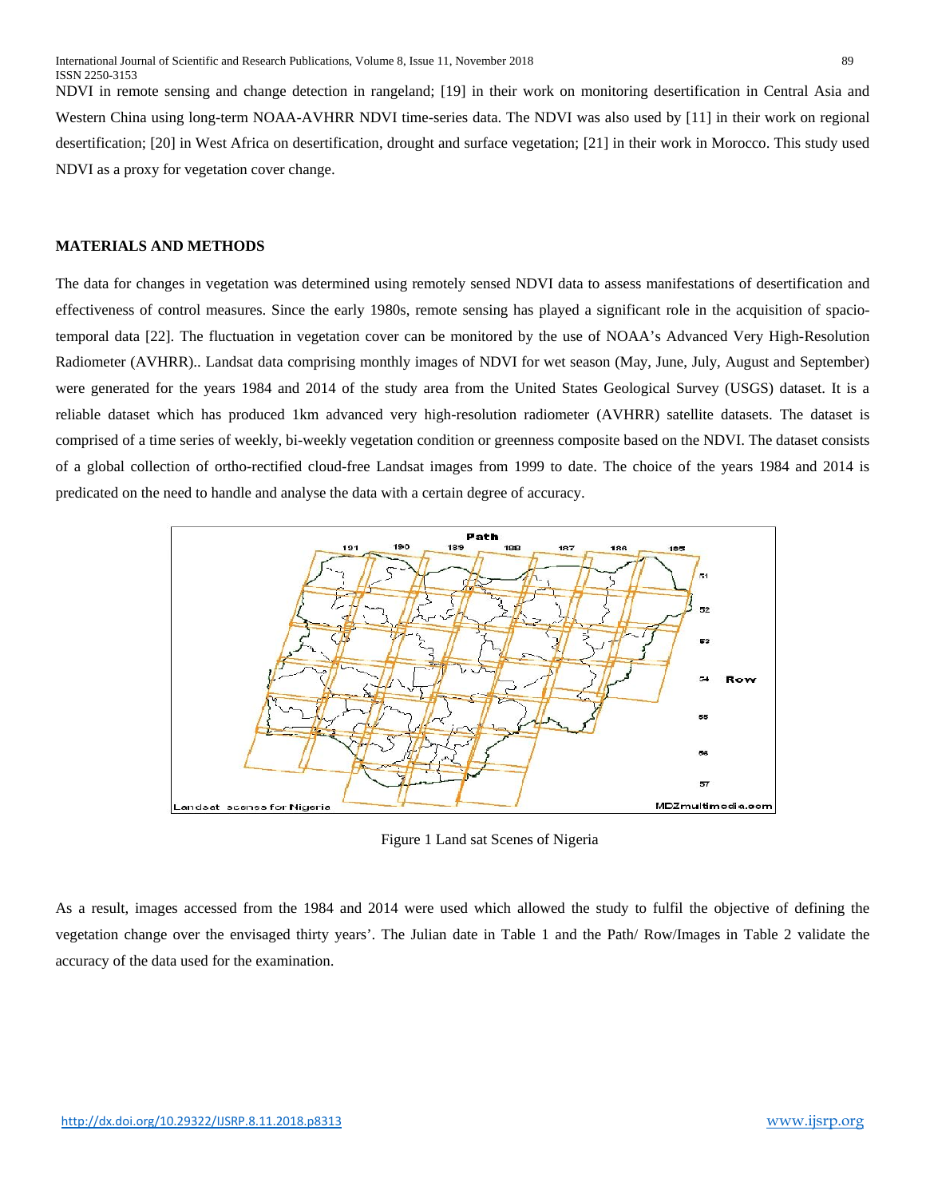NDVI in remote sensing and change detection in rangeland; [19] in their work on monitoring desertification in Central Asia and Western China using long-term NOAA-AVHRR NDVI time-series data. The NDVI was also used by [11] in their work on regional desertification; [20] in West Africa on desertification, drought and surface vegetation; [21] in their work in Morocco. This study used NDVI as a proxy for vegetation cover change.

## MATERIALS AND METHODS

The data for changes in vegetation was determined using remotely sensed NDVI data to assess manifestations of desertification and effectiveness of control measures. Since the early 1980s, remote sensing has played a significant role in the acquisition of spacio-temporal data [22]. The fluctuation in vegetation cover can be monitored by the use of NOAA's Advanced Very High-Resolution Radiometer (AVHRR).. Landsat data comprising monthly images of NDVI for wet season (May, June, July, August and September) were generated for the years 1984 and 2014 of the study area from the United States Geological Survey (USGS) dataset. It is a reliable dataset which has produced 1km advanced very high-resolution radiometer (AVHRR) satellite datasets. The dataset is comprised of a time series of weekly, bi-weekly vegetation condition or greenness composite based on the NDVI. The dataset consists of a global collection of ortho-rectified cloud-free Landsat images from 1999 to date. The choice of the years 1984 and 2014 is predicated on the need to handle and analyse the data with a certain degree of accuracy.

Figure 1 Land sat Scenes of Nigeria

As a result, images accessed from the 1984 and 2014 were used which allowed the study to fulfil the objective of defining the vegetation change over the envisaged thirty years'. The Julian date in Table 1 and the Path/ Row/Images in Table 2 validate the accuracy of the data used for the examination.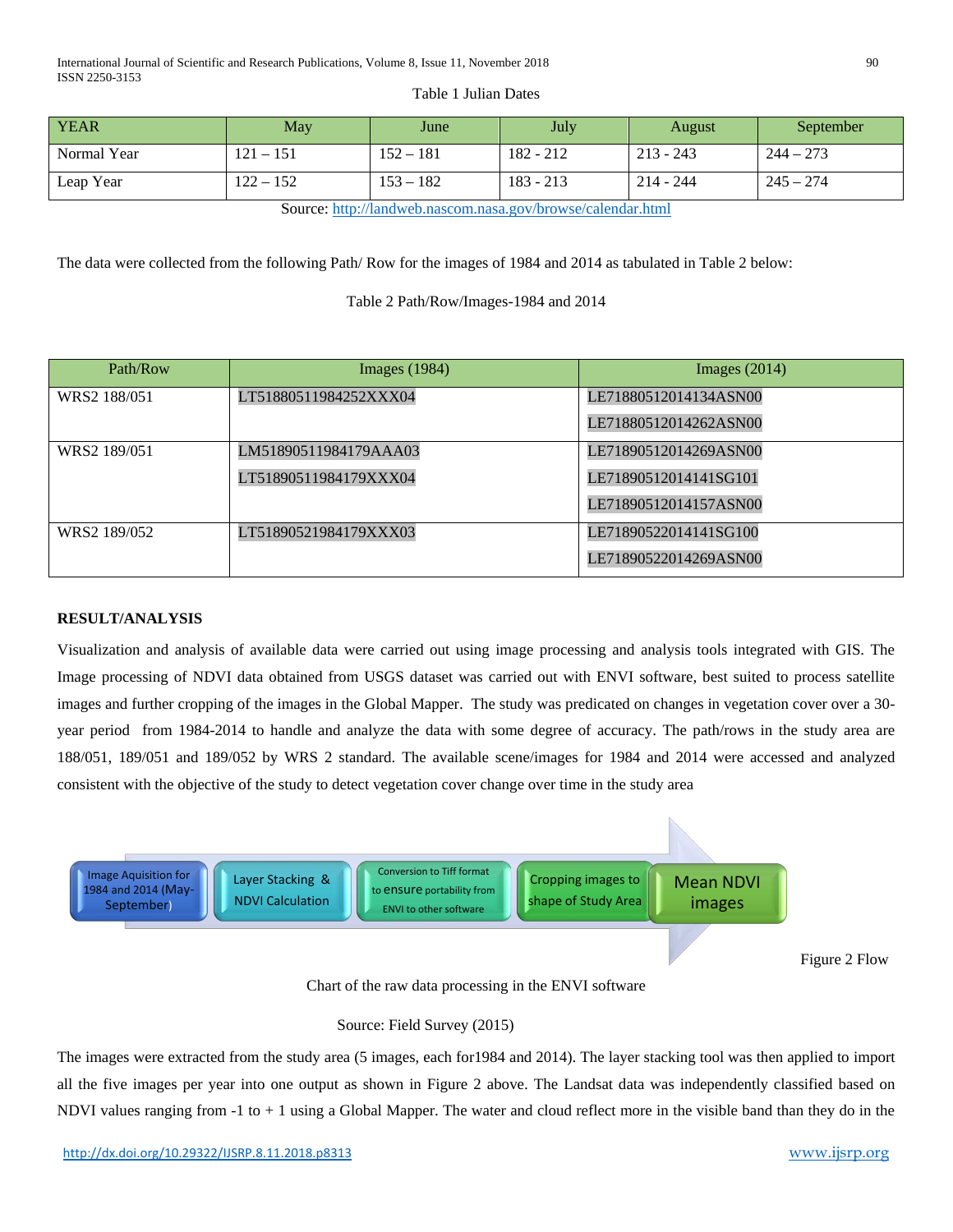Table 1 Julian Dates

| YEAR | May | June | July | August | September |
|---|---|---|---|---|---|
| Normal Year | 121 – 151 | 152 – 181 | 182 - 212 | 213 - 243 | 244 – 273 |
| Leap Year | 122 – 152 | 153 – 182 | 183 - 213 | 214 - 244 | 245 – 274 |

Source: http://landweb.nascom.nasa.gov/browse/calendar.html

The data were collected from the following Path/ Row for the images of 1984 and 2014 as tabulated in Table 2 below:

Table 2 Path/Row/Images-1984 and 2014

| Path/Row | Images (1984) | Images (2014) |
|---|---|---|
| WRS2 188/051 | LT51880511984252XXX04 | LE71880512014134ASN00<br>LE71880512014262ASN00 |
| WRS2 189/051 | LM51890511984179AAA03<br>LT51890511984179XXX04 | LE71890512014269ASN00<br>LE71890512014141SG101<br>LE71890512014157ASN00 |
| WRS2 189/052 | LT51890521984179XXX03 | LE71890522014141SG100<br>LE71890522014269ASN00 |

## RESULT/ANALYSIS

Visualization and analysis of available data were carried out using image processing and analysis tools integrated with GIS. The Image processing of NDVI data obtained from USGS dataset was carried out with ENVI software, best suited to process satellite images and further cropping of the images in the Global Mapper. The study was predicated on changes in vegetation cover over a 30-year period from 1984-2014 to handle and analyze the data with some degree of accuracy. The path/rows in the study area are 188/051, 189/051 and 189/052 by WRS 2 standard. The available scene/images for 1984 and 2014 were accessed and analyzed consistent with the objective of the study to detect vegetation cover change over time in the study area

Image Aquisition for 1984 and 2014 (May-September) → Layer Stacking & NDVI Calculation → Conversion to Tiff format to ensure portability from ENVI to other software → Cropping images to shape of Study Area → Mean NDVI images

Figure 2 Flow Chart of the raw data processing in the ENVI software

Source: Field Survey (2015)

The images were extracted from the study area (5 images, each for1984 and 2014). The layer stacking tool was then applied to import all the five images per year into one output as shown in Figure 2 above. The Landsat data was independently classified based on NDVI values ranging from -1 to + 1 using a Global Mapper. The water and cloud reflect more in the visible band than they do in the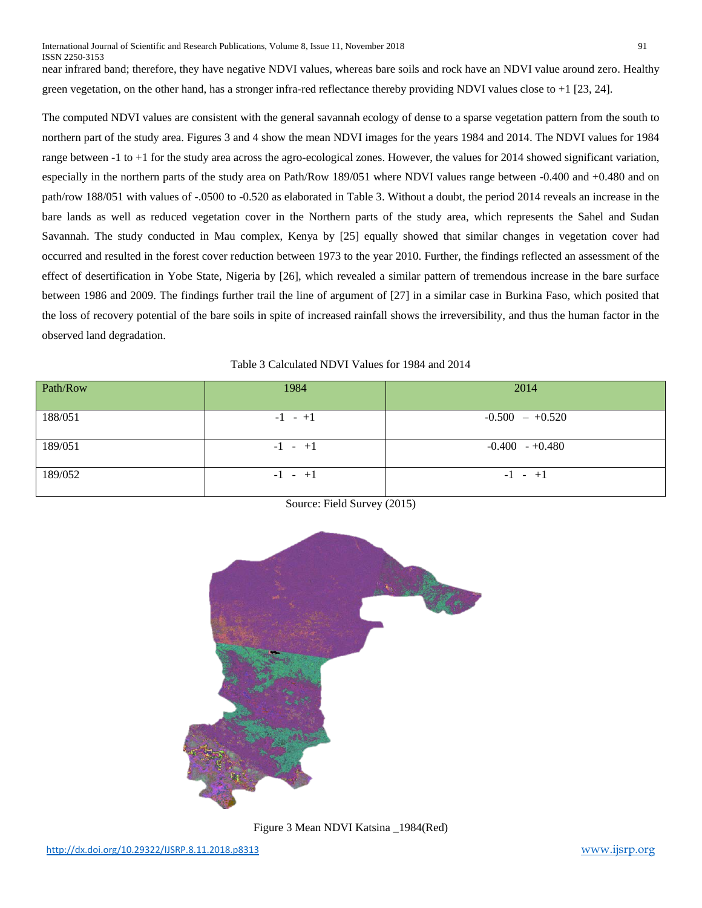near infrared band; therefore, they have negative NDVI values, whereas bare soils and rock have an NDVI value around zero. Healthy green vegetation, on the other hand, has a stronger infra-red reflectance thereby providing NDVI values close to +1 [23, 24].

The computed NDVI values are consistent with the general savannah ecology of dense to a sparse vegetation pattern from the south to northern part of the study area. Figures 3 and 4 show the mean NDVI images for the years 1984 and 2014. The NDVI values for 1984 range between -1 to +1 for the study area across the agro-ecological zones. However, the values for 2014 showed significant variation, especially in the northern parts of the study area on Path/Row 189/051 where NDVI values range between -0.400 and +0.480 and on path/row 188/051 with values of -.0500 to -0.520 as elaborated in Table 3. Without a doubt, the period 2014 reveals an increase in the bare lands as well as reduced vegetation cover in the Northern parts of the study area, which represents the Sahel and Sudan Savannah. The study conducted in Mau complex, Kenya by [25] equally showed that similar changes in vegetation cover had occurred and resulted in the forest cover reduction between 1973 to the year 2010. Further, the findings reflected an assessment of the effect of desertification in Yobe State, Nigeria by [26], which revealed a similar pattern of tremendous increase in the bare surface between 1986 and 2009. The findings further trail the line of argument of [27] in a similar case in Burkina Faso, which posited that the loss of recovery potential of the bare soils in spite of increased rainfall shows the irreversibility, and thus the human factor in the observed land degradation.

Table 3 Calculated NDVI Values for 1984 and 2014

| Path/Row | 1984 | 2014 |
| --- | --- | --- |
| 188/051 | -1 - +1 | -0.500 – +0.520 |
| 189/051 | -1 - +1 | -0.400 - +0.480 |
| 189/052 | -1 - +1 | -1 - +1 |

Source: Field Survey (2015)

Figure 3 Mean NDVI Katsina _1984(Red)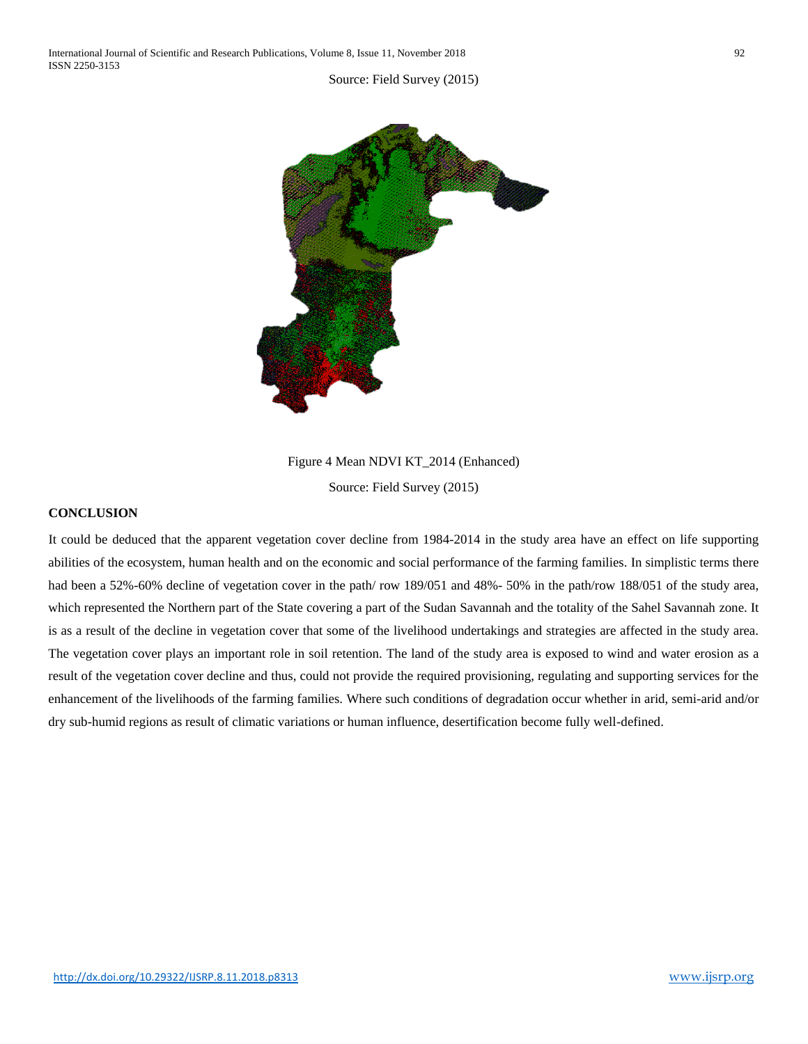Source: Field Survey (2015)

Figure 4 Mean NDVI KT_2014 (Enhanced)

Source: Field Survey (2015)

## CONCLUSION

It could be deduced that the apparent vegetation cover decline from 1984-2014 in the study area have an effect on life supporting abilities of the ecosystem, human health and on the economic and social performance of the farming families. In simplistic terms there had been a 52%-60% decline of vegetation cover in the path/ row 189/051 and 48%- 50% in the path/row 188/051 of the study area, which represented the Northern part of the State covering a part of the Sudan Savannah and the totality of the Sahel Savannah zone. It is as a result of the decline in vegetation cover that some of the livelihood undertakings and strategies are affected in the study area. The vegetation cover plays an important role in soil retention. The land of the study area is exposed to wind and water erosion as a result of the vegetation cover decline and thus, could not provide the required provisioning, regulating and supporting services for the enhancement of the livelihoods of the farming families. Where such conditions of degradation occur whether in arid, semi-arid and/or dry sub-humid regions as result of climatic variations or human influence, desertification become fully well-defined.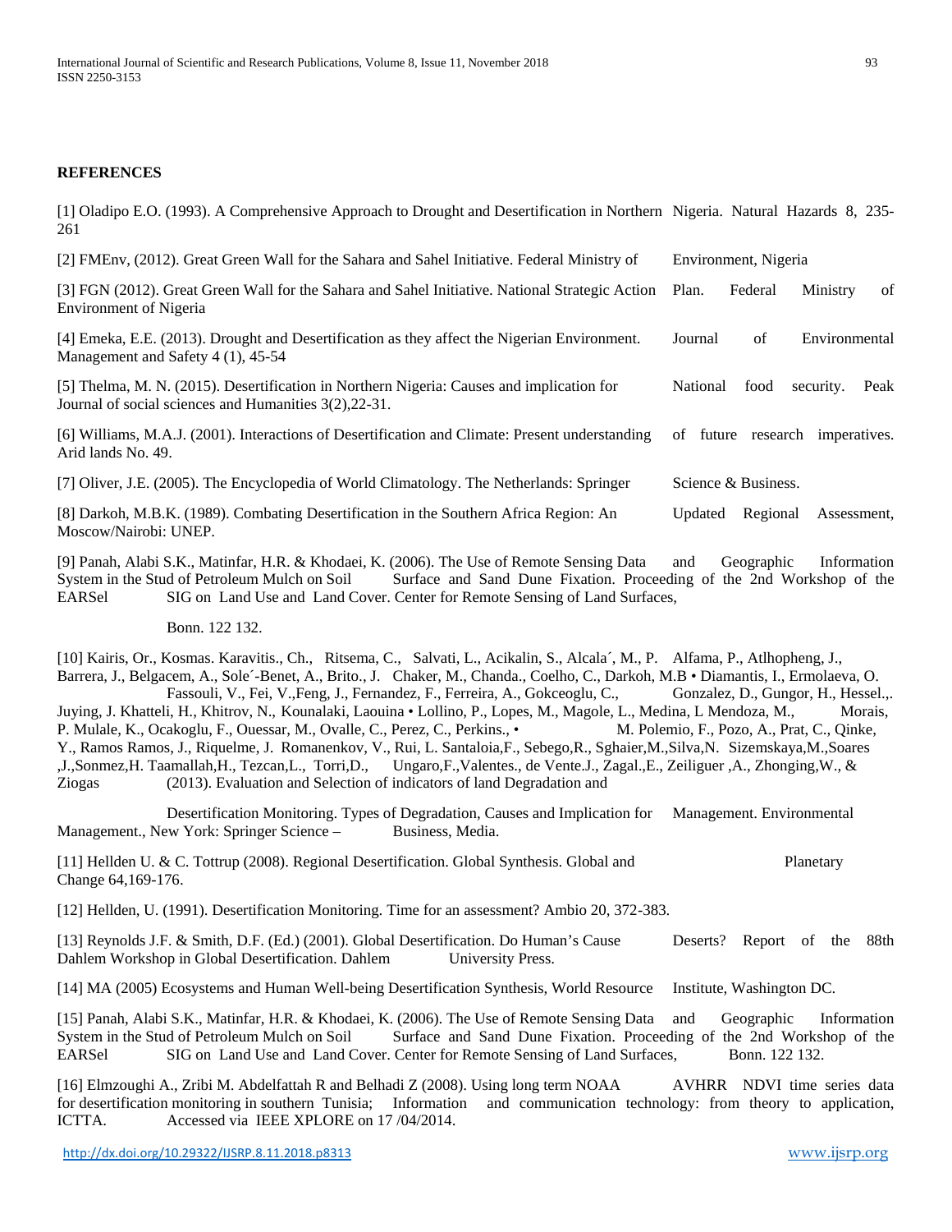## REFERENCES

[1] Oladipo E.O. (1993). A Comprehensive Approach to Drought and Desertification in Northern Nigeria. Natural Hazards 8, 235-261

[2] FMEnv, (2012). Great Green Wall for the Sahara and Sahel Initiative. Federal Ministry of Environment, Nigeria

[3] FGN (2012). Great Green Wall for the Sahara and Sahel Initiative. National Strategic Action Plan. Federal Ministry of Environment of Nigeria

[4] Emeka, E.E. (2013). Drought and Desertification as they affect the Nigerian Environment. Journal of Environmental Management and Safety 4 (1), 45-54

[5] Thelma, M. N. (2015). Desertification in Northern Nigeria: Causes and implication for National food security. Peak Journal of social sciences and Humanities 3(2),22-31.

[6] Williams, M.A.J. (2001). Interactions of Desertification and Climate: Present understanding of future research imperatives. Arid lands No. 49.

[7] Oliver, J.E. (2005). The Encyclopedia of World Climatology. The Netherlands: Springer Science & Business.

[8] Darkoh, M.B.K. (1989). Combating Desertification in the Southern Africa Region: An Updated Regional Assessment, Moscow/Nairobi: UNEP.

[9] Panah, Alabi S.K., Matinfar, H.R. & Khodaei, K. (2006). The Use of Remote Sensing Data and Geographic Information System in the Stud of Petroleum Mulch on Soil Surface and Sand Dune Fixation. Proceeding of the 2nd Workshop of the EARSel SIG on Land Use and Land Cover. Center for Remote Sensing of Land Surfaces,

Bonn. 122 132.

[10] Kairis, Or., Kosmas. Karavitis., Ch., Ritsema, C., Salvati, L., Acikalin, S., Alcala´, M., P. Alfama, P., Atlhopheng, J., Barrera, J., Belgacem, A., Sole´-Benet, A., Brito., J. Chaker, M., Chanda., Coelho, C., Darkoh, M.B • Diamantis, I., Ermolaeva, O. Fassouli, V., Fei, V.,Feng, J., Fernandez, F., Ferreira, A., Gokceoglu, C., Gonzalez, D., Gungor, H., Hessel.,. Juying, J. Khatteli, H., Khitrov, N., Kounalaki, Laouina • Lollino, P., Lopes, M., Magole, L., Medina, L Mendoza, M., Morais, P. Mulale, K., Ocakoglu, F., Ouessar, M., Ovalle, C., Perez, C., Perkins., • M. Polemio, F., Pozo, A., Prat, C., Qinke, Y., Ramos Ramos, J., Riquelme, J. Romanenkov, V., Rui, L. Santaloia,F., Sebego,R., Sghaier,M.,Silva,N. Sizemskaya,M.,Soares ,J.,Sonmez,H. Taamallah,H., Tezcan,L., Torri,D., Ungaro,F.,Valentes., de Vente.J., Zagal.,E., Zeiliguer ,A., Zhonging,W., & Ziogas (2013). Evaluation and Selection of indicators of land Degradation and

Desertification Monitoring. Types of Degradation, Causes and Implication for Management. Environmental Management., New York: Springer Science – Business, Media.

[11] Hellden U. & C. Tottrup (2008). Regional Desertification. Global Synthesis. Global and Planetary Change 64,169-176.

[12] Hellden, U. (1991). Desertification Monitoring. Time for an assessment? Ambio 20, 372-383.

[13] Reynolds J.F. & Smith, D.F. (Ed.) (2001). Global Desertification. Do Human's Cause Deserts? Report of the 88th Dahlem Workshop in Global Desertification. Dahlem University Press.

[14] MA (2005) Ecosystems and Human Well-being Desertification Synthesis, World Resource Institute, Washington DC.

[15] Panah, Alabi S.K., Matinfar, H.R. & Khodaei, K. (2006). The Use of Remote Sensing Data and Geographic Information System in the Stud of Petroleum Mulch on Soil Surface and Sand Dune Fixation. Proceeding of the 2nd Workshop of the EARSel SIG on Land Use and Land Cover. Center for Remote Sensing of Land Surfaces, Bonn. 122 132.

[16] Elmzoughi A., Zribi M. Abdelfattah R and Belhadi Z (2008). Using long term NOAA AVHRR NDVI time series data for desertification monitoring in southern Tunisia; Information and communication technology: from theory to application, ICTTA. Accessed via IEEE XPLORE on 17 /04/2014.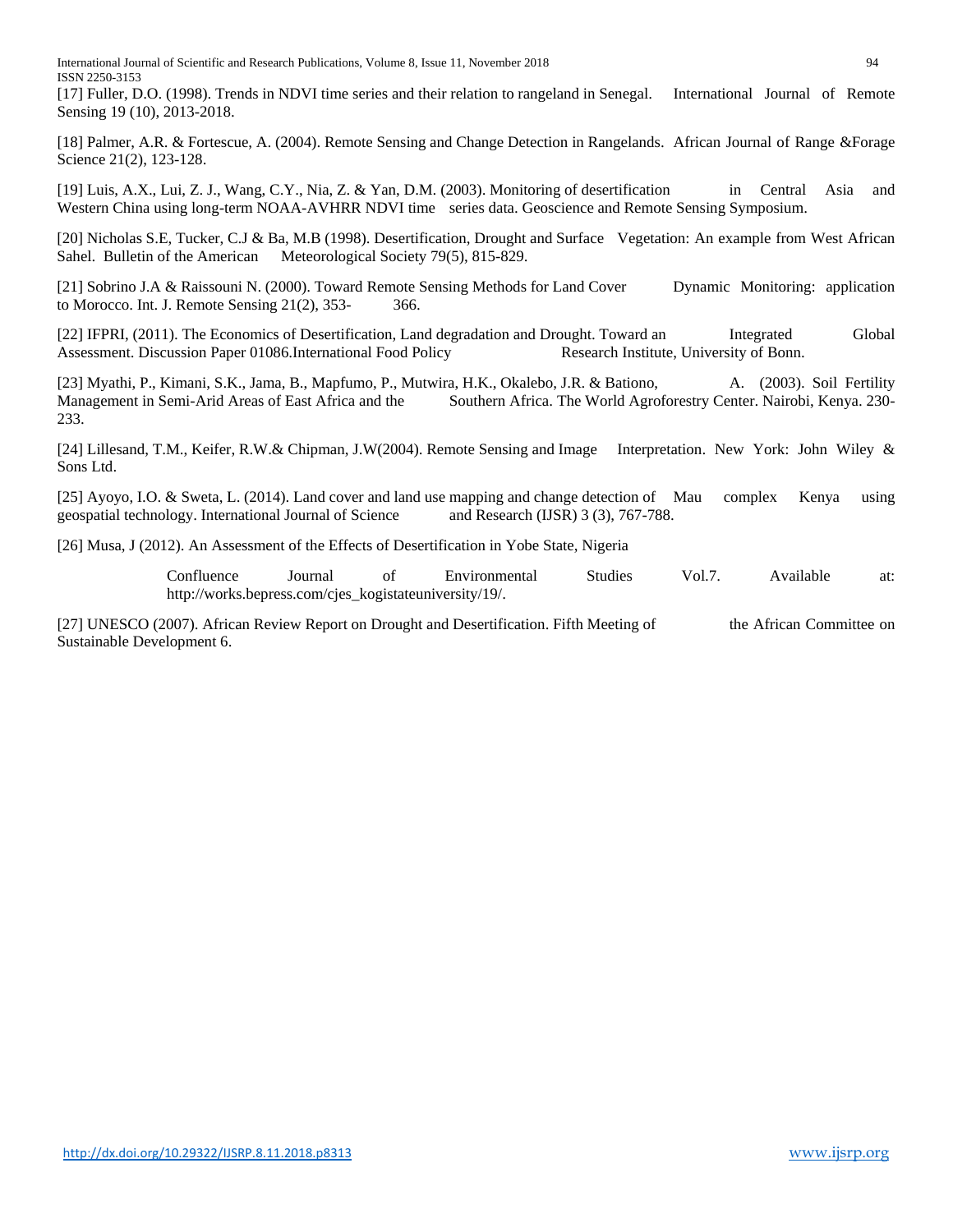[17] Fuller, D.O. (1998). Trends in NDVI time series and their relation to rangeland in Senegal. International Journal of Remote Sensing 19 (10), 2013-2018.

[18] Palmer, A.R. & Fortescue, A. (2004). Remote Sensing and Change Detection in Rangelands. African Journal of Range &Forage Science 21(2), 123-128.

[19] Luis, A.X., Lui, Z. J., Wang, C.Y., Nia, Z. & Yan, D.M. (2003). Monitoring of desertification in Central Asia and Western China using long-term NOAA-AVHRR NDVI time series data. Geoscience and Remote Sensing Symposium.

[20] Nicholas S.E, Tucker, C.J & Ba, M.B (1998). Desertification, Drought and Surface Vegetation: An example from West African Sahel. Bulletin of the American Meteorological Society 79(5), 815-829.

[21] Sobrino J.A & Raissouni N. (2000). Toward Remote Sensing Methods for Land Cover Dynamic Monitoring: application to Morocco. Int. J. Remote Sensing 21(2), 353- 366.

[22] IFPRI, (2011). The Economics of Desertification, Land degradation and Drought. Toward an Integrated Global Assessment. Discussion Paper 01086.International Food Policy Research Institute, University of Bonn.

[23] Myathi, P., Kimani, S.K., Jama, B., Mapfumo, P., Mutwira, H.K., Okalebo, J.R. & Bationo, A. (2003). Soil Fertility Management in Semi-Arid Areas of East Africa and the Southern Africa. The World Agroforestry Center. Nairobi, Kenya. 230-233.

[24] Lillesand, T.M., Keifer, R.W.& Chipman, J.W(2004). Remote Sensing and Image Interpretation. New York: John Wiley & Sons Ltd.

[25] Ayoyo, I.O. & Sweta, L. (2014). Land cover and land use mapping and change detection of Mau complex Kenya using geospatial technology. International Journal of Science and Research (IJSR) 3 (3), 767-788.

[26] Musa, J (2012). An Assessment of the Effects of Desertification in Yobe State, Nigeria

Confluence Journal of Environmental Studies Vol.7. Available at: http://works.bepress.com/cjes_kogistateuniversity/19/.

[27] UNESCO (2007). African Review Report on Drought and Desertification. Fifth Meeting of the African Committee on Sustainable Development 6.